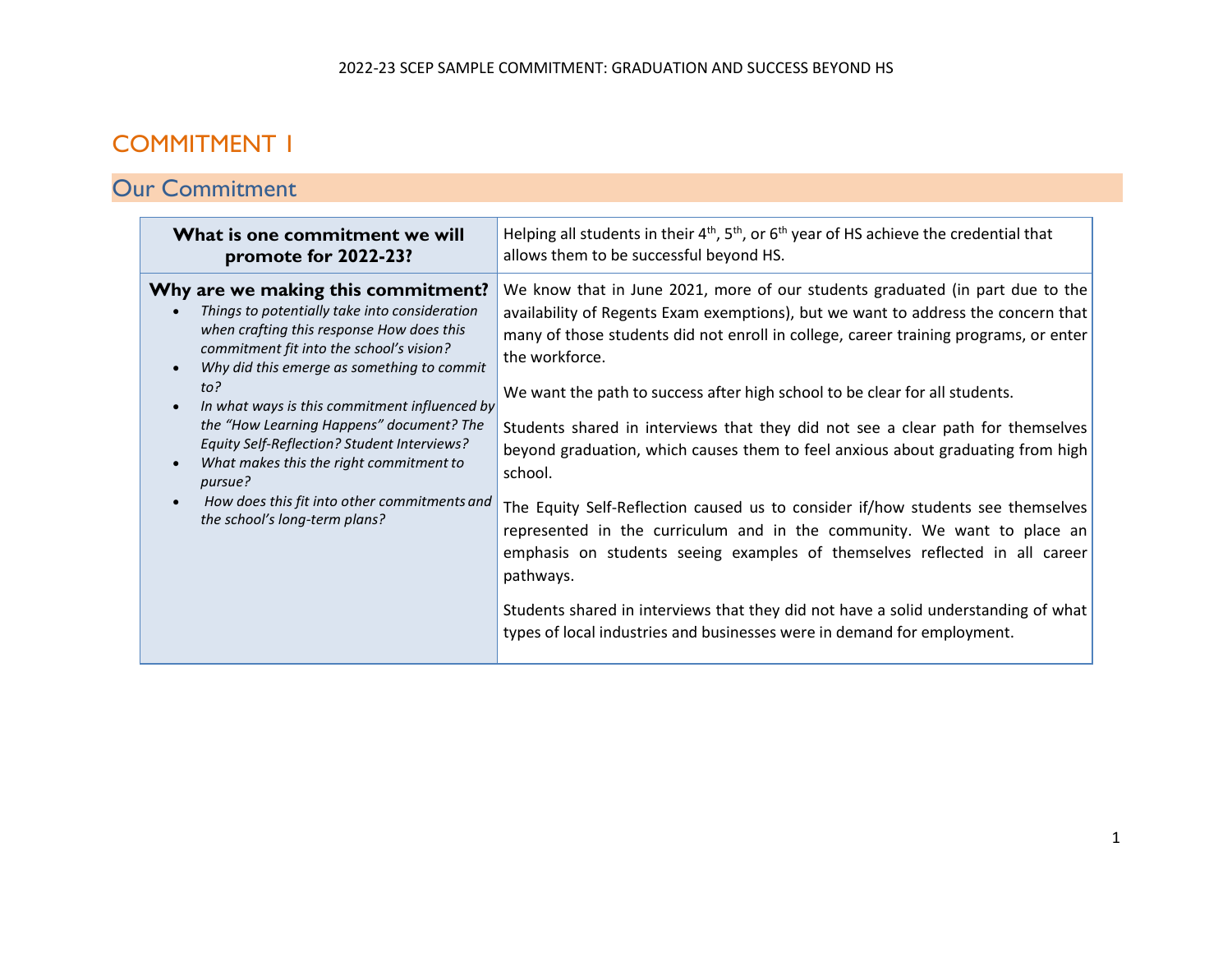# COMMITMENT 1

## Our Commitment

| What is one commitment we will promote for 2022-23? | Helping all students in their 4th, 5th, or 6th year of HS achieve the credential that allows them to be successful beyond HS. |
|---|---|
| **Why are we making this commitment?**<br>• *Things to potentially take into consideration when crafting this response How does this commitment fit into the school's vision?*<br>• *Why did this emerge as something to commit to?*<br>• *In what ways is this commitment influenced by the "How Learning Happens" document? The Equity Self-Reflection? Student Interviews?*<br>• *What makes this the right commitment to pursue?*<br>• *How does this fit into other commitments and the school's long-term plans?* | We know that in June 2021, more of our students graduated (in part due to the availability of Regents Exam exemptions), but we want to address the concern that many of those students did not enroll in college, career training programs, or enter the workforce.<br><br>We want the path to success after high school to be clear for all students.<br><br>Students shared in interviews that they did not see a clear path for themselves beyond graduation, which causes them to feel anxious about graduating from high school.<br><br>The Equity Self-Reflection caused us to consider if/how students see themselves represented in the curriculum and in the community. We want to place an emphasis on students seeing examples of themselves reflected in all career pathways.<br><br>Students shared in interviews that they did not have a solid understanding of what types of local industries and businesses were in demand for employment. |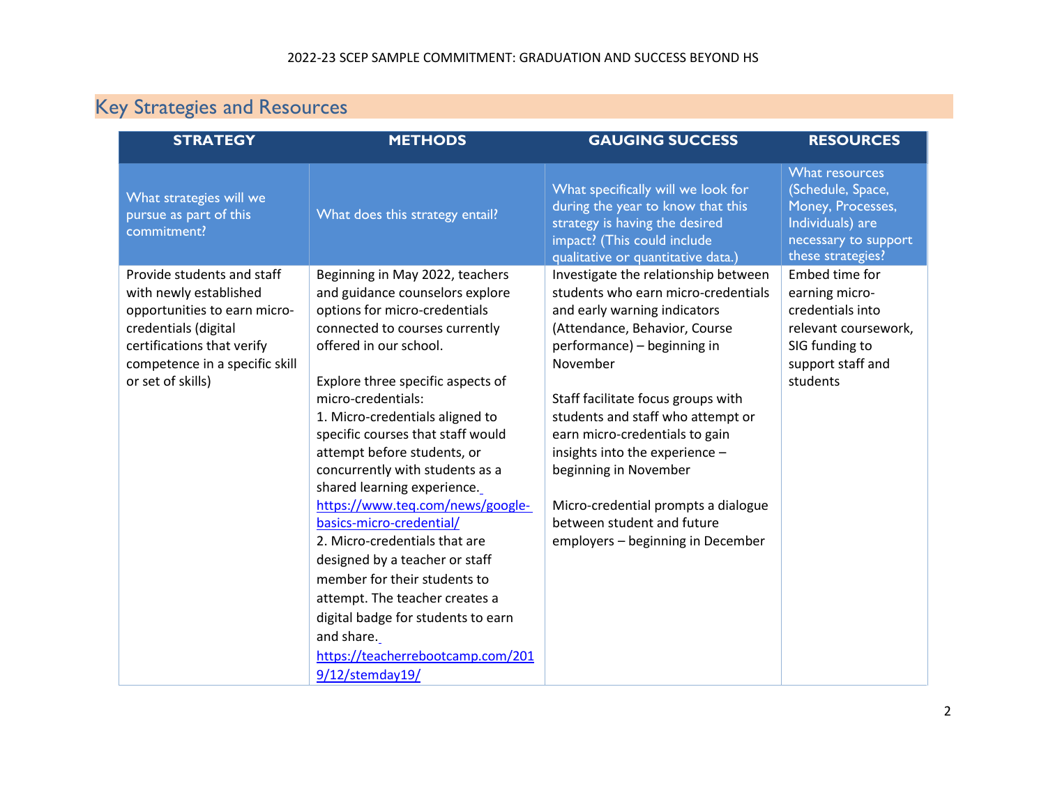## Key Strategies and Resources

| STRATEGY | METHODS | GAUGING SUCCESS | RESOURCES |
|---|---|---|---|
| What strategies will we pursue as part of this commitment? | What does this strategy entail? | What specifically will we look for during the year to know that this strategy is having the desired impact? (This could include qualitative or quantitative data.) | What resources (Schedule, Space, Money, Processes, Individuals) are necessary to support these strategies? |
| Provide students and staff with newly established opportunities to earn micro-credentials (digital certifications that verify competence in a specific skill or set of skills) | Beginning in May 2022, teachers and guidance counselors explore options for micro-credentials connected to courses currently offered in our school.<br><br>Explore three specific aspects of micro-credentials:<br>1. Micro-credentials aligned to specific courses that staff would attempt before students, or concurrently with students as a shared learning experience. [https://www.teq.com/news/google-basics-micro-credential/](https://www.teq.com/news/google-basics-micro-credential/)<br>2. Micro-credentials that are designed by a teacher or staff member for their students to attempt. The teacher creates a digital badge for students to earn and share. [https://teacherrebootcamp.com/2019/12/stemday19/](https://teacherrebootcamp.com/2019/12/stemday19/) | Investigate the relationship between students who earn micro-credentials and early warning indicators (Attendance, Behavior, Course performance) – beginning in November<br><br>Staff facilitate focus groups with students and staff who attempt or earn micro-credentials to gain insights into the experience – beginning in November<br><br>Micro-credential prompts a dialogue between student and future employers – beginning in December | Embed time for earning micro-credentials into relevant coursework, SIG funding to support staff and students |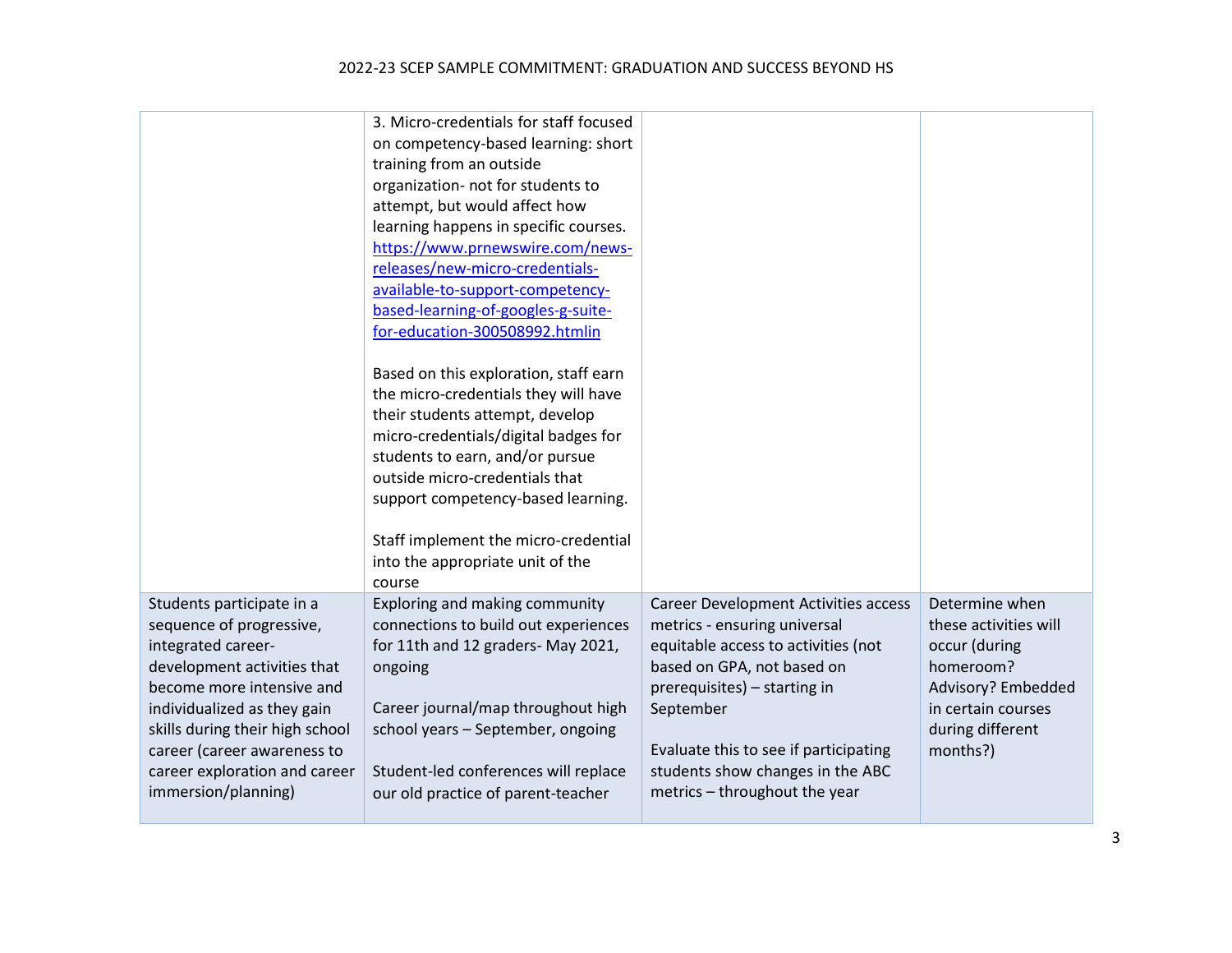| | | | |
|---|---|---|---|
| | 3. Micro-credentials for staff focused on competency-based learning: short training from an outside organization- not for students to attempt, but would affect how learning happens in specific courses. [https://www.prnewswire.com/news-releases/new-micro-credentials-available-to-support-competency-based-learning-of-googles-g-suite-for-education-300508992.htmlin](https://www.prnewswire.com/news-releases/new-micro-credentials-available-to-support-competency-based-learning-of-googles-g-suite-for-education-300508992.htmlin)<br><br>Based on this exploration, staff earn the micro-credentials they will have their students attempt, develop micro-credentials/digital badges for students to earn, and/or pursue outside micro-credentials that support competency-based learning.<br><br>Staff implement the micro-credential into the appropriate unit of the course | | |
| Students participate in a sequence of progressive, integrated career-development activities that become more intensive and individualized as they gain skills during their high school career (career awareness to career exploration and career immersion/planning) | Exploring and making community connections to build out experiences for 11th and 12 graders- May 2021, ongoing<br><br>Career journal/map throughout high school years – September, ongoing<br><br>Student-led conferences will replace our old practice of parent-teacher | Career Development Activities access metrics - ensuring universal equitable access to activities (not based on GPA, not based on prerequisites) – starting in September<br><br>Evaluate this to see if participating students show changes in the ABC metrics – throughout the year | Determine when these activities will occur (during homeroom? Advisory? Embedded in certain courses during different months?) |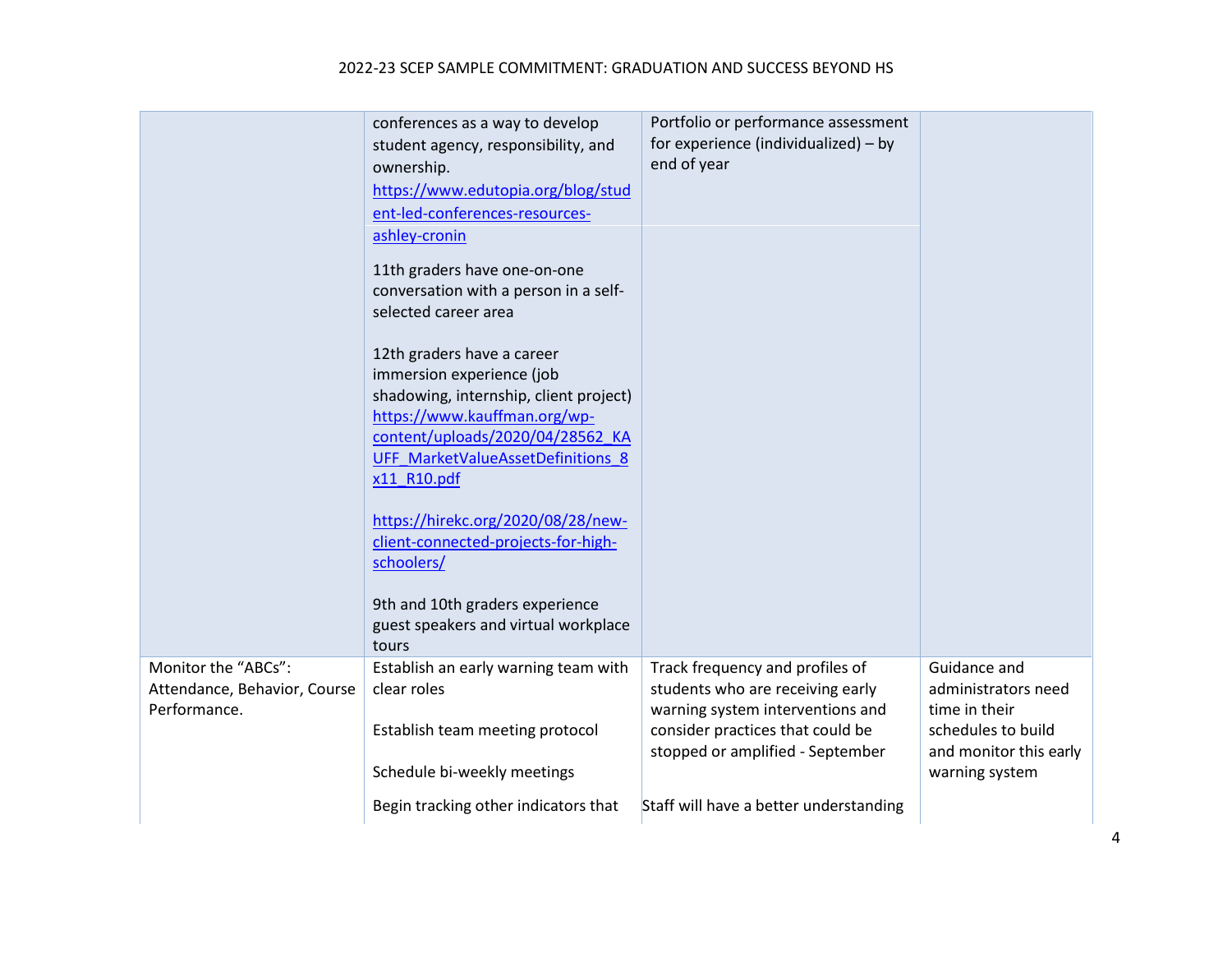| | | | |
|---|---|---|---|
| | conferences as a way to develop student agency, responsibility, and ownership. https://www.edutopia.org/blog/student-led-conferences-resources-ashley-cronin | Portfolio or performance assessment for experience (individualized) – by end of year | |
| | 11th graders have one-on-one conversation with a person in a self-selected career area<br><br>12th graders have a career immersion experience (job shadowing, internship, client project) https://www.kauffman.org/wp-content/uploads/2020/04/28562_KAUFF_MarketValueAssetDefinitions_8x11_R10.pdf<br><br>https://hirekc.org/2020/08/28/new-client-connected-projects-for-high-schoolers/<br><br>9th and 10th graders experience guest speakers and virtual workplace tours | | |
| Monitor the "ABCs": Attendance, Behavior, Course Performance. | Establish an early warning team with clear roles<br><br>Establish team meeting protocol<br><br>Schedule bi-weekly meetings<br><br>Begin tracking other indicators that | Track frequency and profiles of students who are receiving early warning system interventions and consider practices that could be stopped or amplified - September<br><br>Staff will have a better understanding | Guidance and administrators need time in their schedules to build and monitor this early warning system |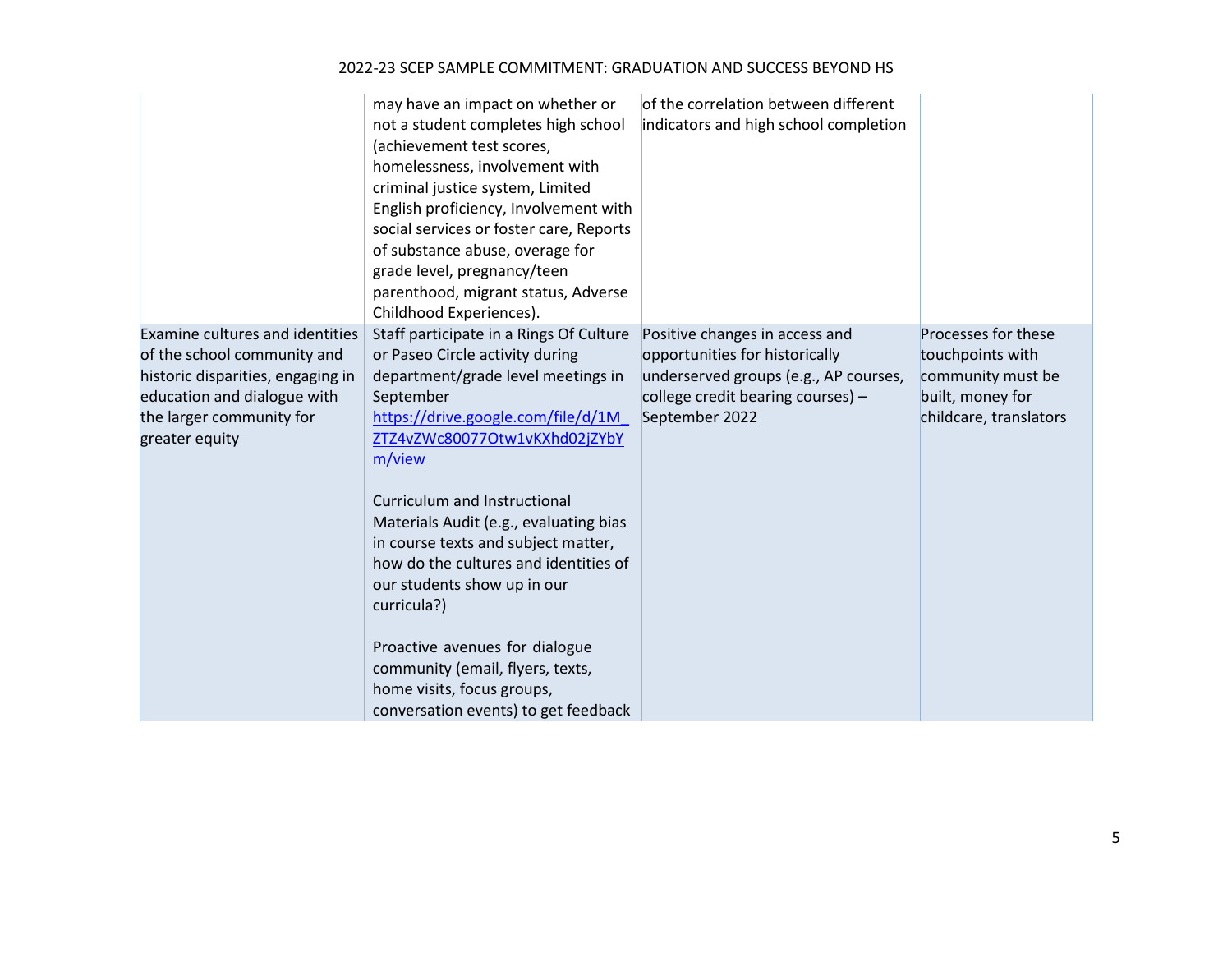| | | | |
|---|---|---|---|
| | may have an impact on whether or not a student completes high school (achievement test scores, homelessness, involvement with criminal justice system, Limited English proficiency, Involvement with social services or foster care, Reports of substance abuse, overage for grade level, pregnancy/teen parenthood, migrant status, Adverse Childhood Experiences). | of the correlation between different indicators and high school completion | |
| Examine cultures and identities of the school community and historic disparities, engaging in education and dialogue with the larger community for greater equity | Staff participate in a Rings Of Culture or Paseo Circle activity during department/grade level meetings in September [https://drive.google.com/file/d/1M_ZTZ4vZWc80077Otw1vKXhd02jZYbYm/view](https://drive.google.com/file/d/1M_ZTZ4vZWc80077Otw1vKXhd02jZYbYm/view)<br><br>Curriculum and Instructional Materials Audit (e.g., evaluating bias in course texts and subject matter, how do the cultures and identities of our students show up in our curricula?)<br><br>Proactive avenues for dialogue community (email, flyers, texts, home visits, focus groups, conversation events) to get feedback | Positive changes in access and opportunities for historically underserved groups (e.g., AP courses, college credit bearing courses) – September 2022 | Processes for these touchpoints with community must be built, money for childcare, translators |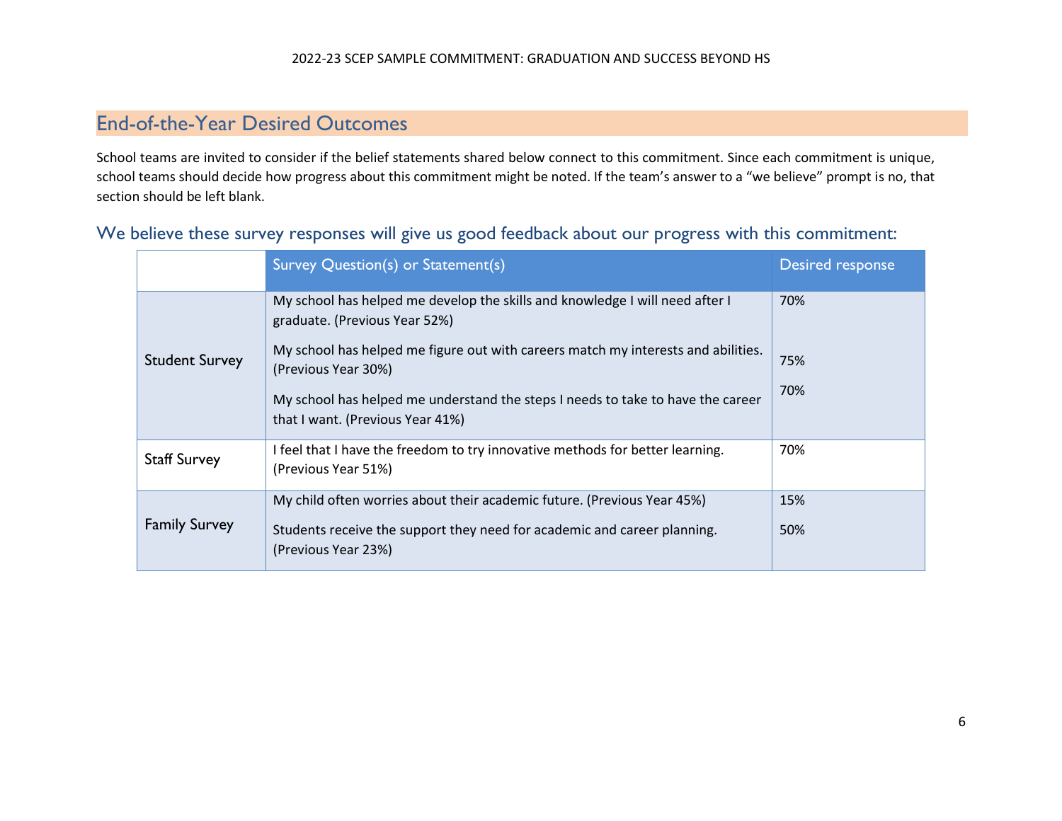## End-of-the-Year Desired Outcomes

School teams are invited to consider if the belief statements shared below connect to this commitment. Since each commitment is unique, school teams should decide how progress about this commitment might be noted. If the team's answer to a "we believe" prompt is no, that section should be left blank.

### We believe these survey responses will give us good feedback about our progress with this commitment:

| | Survey Question(s) or Statement(s) | Desired response |
|---|---|---|
| Student Survey | My school has helped me develop the skills and knowledge I will need after I graduate. (Previous Year 52%) | 70% |
| | My school has helped me figure out with careers match my interests and abilities. (Previous Year 30%) | 75% |
| | My school has helped me understand the steps I needs to take to have the career that I want. (Previous Year 41%) | 70% |
| Staff Survey | I feel that I have the freedom to try innovative methods for better learning. (Previous Year 51%) | 70% |
| Family Survey | My child often worries about their academic future. (Previous Year 45%) | 15% |
| | Students receive the support they need for academic and career planning. (Previous Year 23%) | 50% |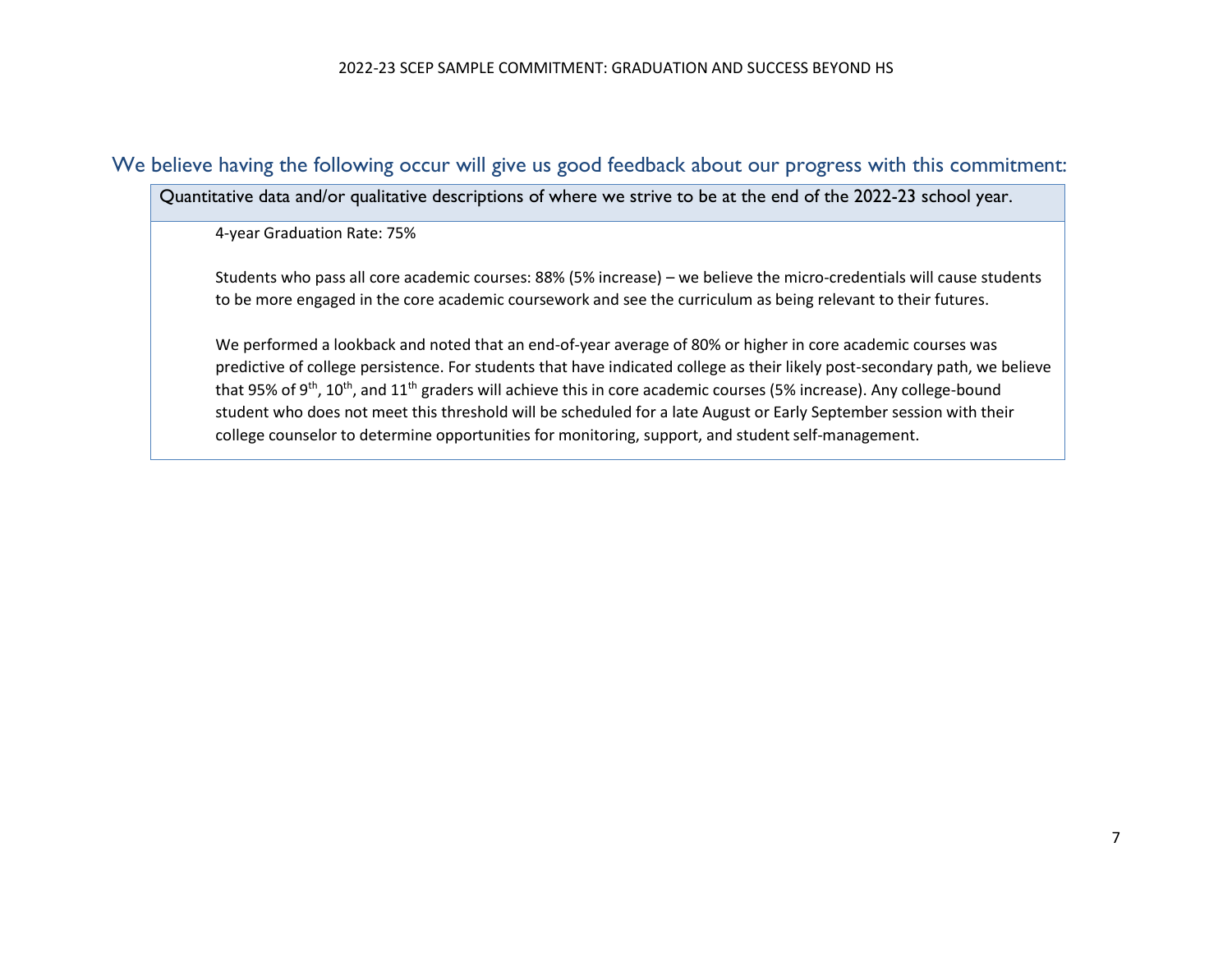## We believe having the following occur will give us good feedback about our progress with this commitment:

| Quantitative data and/or qualitative descriptions of where we strive to be at the end of the 2022-23 school year. |
|---|
| 4-year Graduation Rate: 75%<br><br>Students who pass all core academic courses: 88% (5% increase) – we believe the micro-credentials will cause students to be more engaged in the core academic coursework and see the curriculum as being relevant to their futures.<br><br>We performed a lookback and noted that an end-of-year average of 80% or higher in core academic courses was predictive of college persistence. For students that have indicated college as their likely post-secondary path, we believe that 95% of 9th, 10th, and 11th graders will achieve this in core academic courses (5% increase). Any college-bound student who does not meet this threshold will be scheduled for a late August or Early September session with their college counselor to determine opportunities for monitoring, support, and student self-management. |